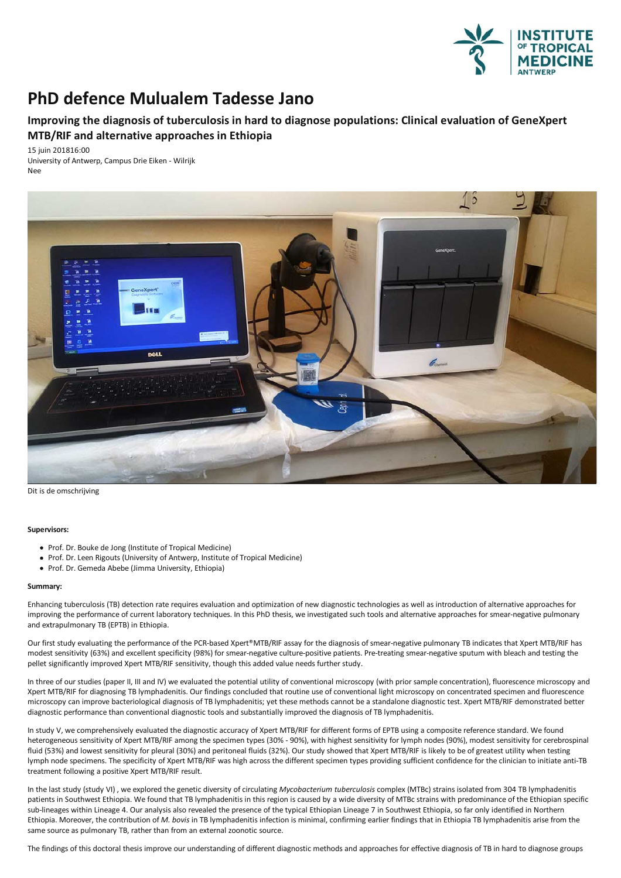# PhD defence Mulualem Tadesse Jano

## Improving the diagnosis of tuberculosis in hard to diagnose populations: Clinical evaluation of GeneXpert MTB/RIF and alternative approaches in Ethiopia

15 juin 201816:00
University of Antwerp, Campus Drie Eiken - Wilrijk
Nee

Dit is de omschrijving

**Supervisors:**

- Prof. Dr. Bouke de Jong (Institute of Tropical Medicine)
- Prof. Dr. Leen Rigouts (University of Antwerp, Institute of Tropical Medicine)
- Prof. Dr. Gemeda Abebe (Jimma University, Ethiopia)

**Summary:**

Enhancing tuberculosis (TB) detection rate requires evaluation and optimization of new diagnostic technologies as well as introduction of alternative approaches for improving the performance of current laboratory techniques. In this PhD thesis, we investigated such tools and alternative approaches for smear-negative pulmonary and extrapulmonary TB (EPTB) in Ethiopia.

Our first study evaluating the performance of the PCR-based Xpert®MTB/RIF assay for the diagnosis of smear-negative pulmonary TB indicates that Xpert MTB/RIF has modest sensitivity (63%) and excellent specificity (98%) for smear-negative culture-positive patients. Pre-treating smear-negative sputum with bleach and testing the pellet significantly improved Xpert MTB/RIF sensitivity, though this added value needs further study.

In three of our studies (paper II, III and IV) we evaluated the potential utility of conventional microscopy (with prior sample concentration), fluorescence microscopy and Xpert MTB/RIF for diagnosing TB lymphadenitis. Our findings concluded that routine use of conventional light microscopy on concentrated specimen and fluorescence microscopy can improve bacteriological diagnosis of TB lymphadenitis; yet these methods cannot be a standalone diagnostic test. Xpert MTB/RIF demonstrated better diagnostic performance than conventional diagnostic tools and substantially improved the diagnosis of TB lymphadenitis.

In study V, we comprehensively evaluated the diagnostic accuracy of Xpert MTB/RIF for different forms of EPTB using a composite reference standard. We found heterogeneous sensitivity of Xpert MTB/RIF among the specimen types (30% - 90%), with highest sensitivity for lymph nodes (90%), modest sensitivity for cerebrospinal fluid (53%) and lowest sensitivity for pleural (30%) and peritoneal fluids (32%). Our study showed that Xpert MTB/RIF is likely to be of greatest utility when testing lymph node specimens. The specificity of Xpert MTB/RIF was high across the different specimen types providing sufficient confidence for the clinician to initiate anti-TB treatment following a positive Xpert MTB/RIF result.

In the last study (study VI) , we explored the genetic diversity of circulating *Mycobacterium tuberculosis* complex (MTBc) strains isolated from 304 TB lymphadenitis patients in Southwest Ethiopia. We found that TB lymphadenitis in this region is caused by a wide diversity of MTBc strains with predominance of the Ethiopian specific sub-lineages within Lineage 4. Our analysis also revealed the presence of the typical Ethiopian Lineage 7 in Southwest Ethiopia, so far only identified in Northern Ethiopia. Moreover, the contribution of *M. bovis* in TB lymphadenitis infection is minimal, confirming earlier findings that in Ethiopia TB lymphadenitis arise from the same source as pulmonary TB, rather than from an external zoonotic source.

The findings of this doctoral thesis improve our understanding of different diagnostic methods and approaches for effective diagnosis of TB in hard to diagnose groups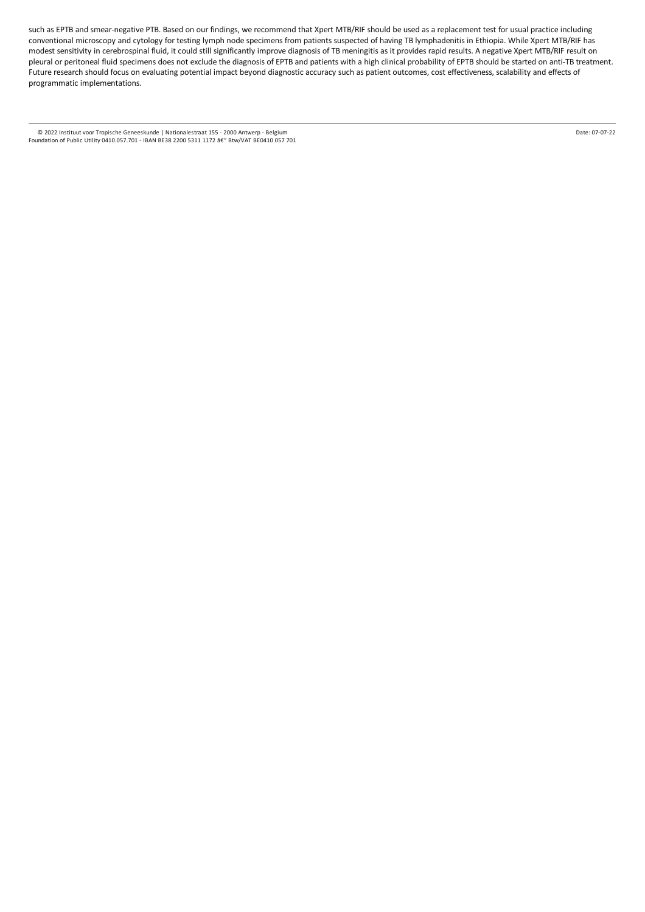such as EPTB and smear-negative PTB. Based on our findings, we recommend that Xpert MTB/RIF should be used as a replacement test for usual practice including conventional microscopy and cytology for testing lymph node specimens from patients suspected of having TB lymphadenitis in Ethiopia. While Xpert MTB/RIF has modest sensitivity in cerebrospinal fluid, it could still significantly improve diagnosis of TB meningitis as it provides rapid results. A negative Xpert MTB/RIF result on pleural or peritoneal fluid specimens does not exclude the diagnosis of EPTB and patients with a high clinical probability of EPTB should be started on anti-TB treatment. Future research should focus on evaluating potential impact beyond diagnostic accuracy such as patient outcomes, cost effectiveness, scalability and effects of programmatic implementations.